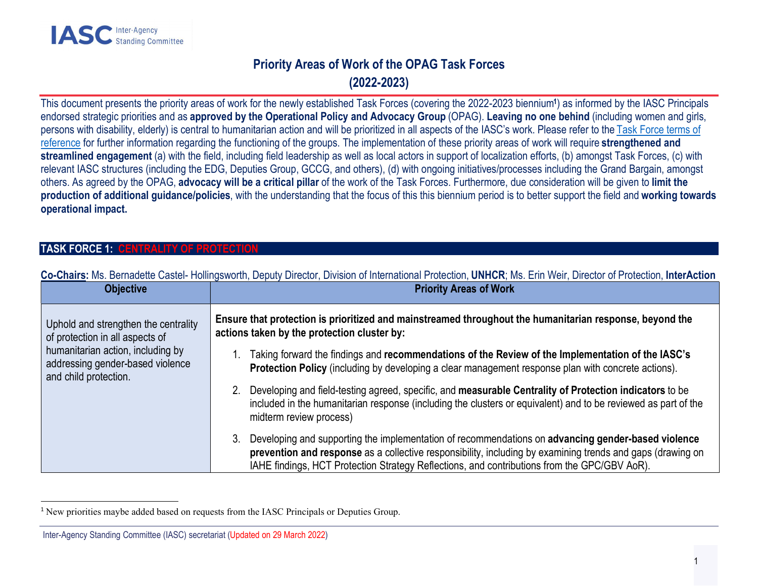# Priority Areas of Work of the OPAG Task Forces (2022-2023)

This document presents the priority areas of work for the newly established Task Forces (covering the 2022-2023 biennium[1]) as informed by the IASC Principals endorsed strategic priorities and as **approved by the Operational Policy and Advocacy Group** (OPAG). **Leaving no one behind** (including women and girls, persons with disability, elderly) is central to humanitarian action and will be prioritized in all aspects of the IASC's work. Please refer to the Task Force terms of reference for further information regarding the functioning of the groups. The implementation of these priority areas of work will require **strengthened and streamlined engagement** (a) with the field, including field leadership as well as local actors in support of localization efforts, (b) amongst Task Forces, (c) with relevant IASC structures (including the EDG, Deputies Group, GCCG, and others), (d) with ongoing initiatives/processes including the Grand Bargain, amongst others. As agreed by the OPAG, **advocacy will be a critical pillar** of the work of the Task Forces. Furthermore, due consideration will be given to **limit the production of additional guidance/policies**, with the understanding that the focus of this this biennium period is to better support the field and **working towards operational impact.**

## TASK FORCE 1: CENTRALITY OF PROTECTION

**Co-Chairs:** Ms. Bernadette Castel- Hollingsworth, Deputy Director, Division of International Protection, **UNHCR**; Ms. Erin Weir, Director of Protection, **InterAction**

| Objective | Priority Areas of Work |
|---|---|
| Uphold and strengthen the centrality of protection in all aspects of humanitarian action, including by addressing gender-based violence and child protection. | **Ensure that protection is prioritized and mainstreamed throughout the humanitarian response, beyond the actions taken by the protection cluster by:**<br><br>1. Taking forward the findings and **recommendations of the Review of the Implementation of the IASC's Protection Policy** (including by developing a clear management response plan with concrete actions).<br><br>2. Developing and field-testing agreed, specific, and **measurable Centrality of Protection indicators** to be included in the humanitarian response (including the clusters or equivalent) and to be reviewed as part of the midterm review process)<br><br>3. Developing and supporting the implementation of recommendations on **advancing gender-based violence prevention and response** as a collective responsibility, including by examining trends and gaps (drawing on IAHE findings, HCT Protection Strategy Reflections, and contributions from the GPC/GBV AoR). |

[1] New priorities maybe added based on requests from the IASC Principals or Deputies Group.

Inter-Agency Standing Committee (IASC) secretariat (Updated on 29 March 2022)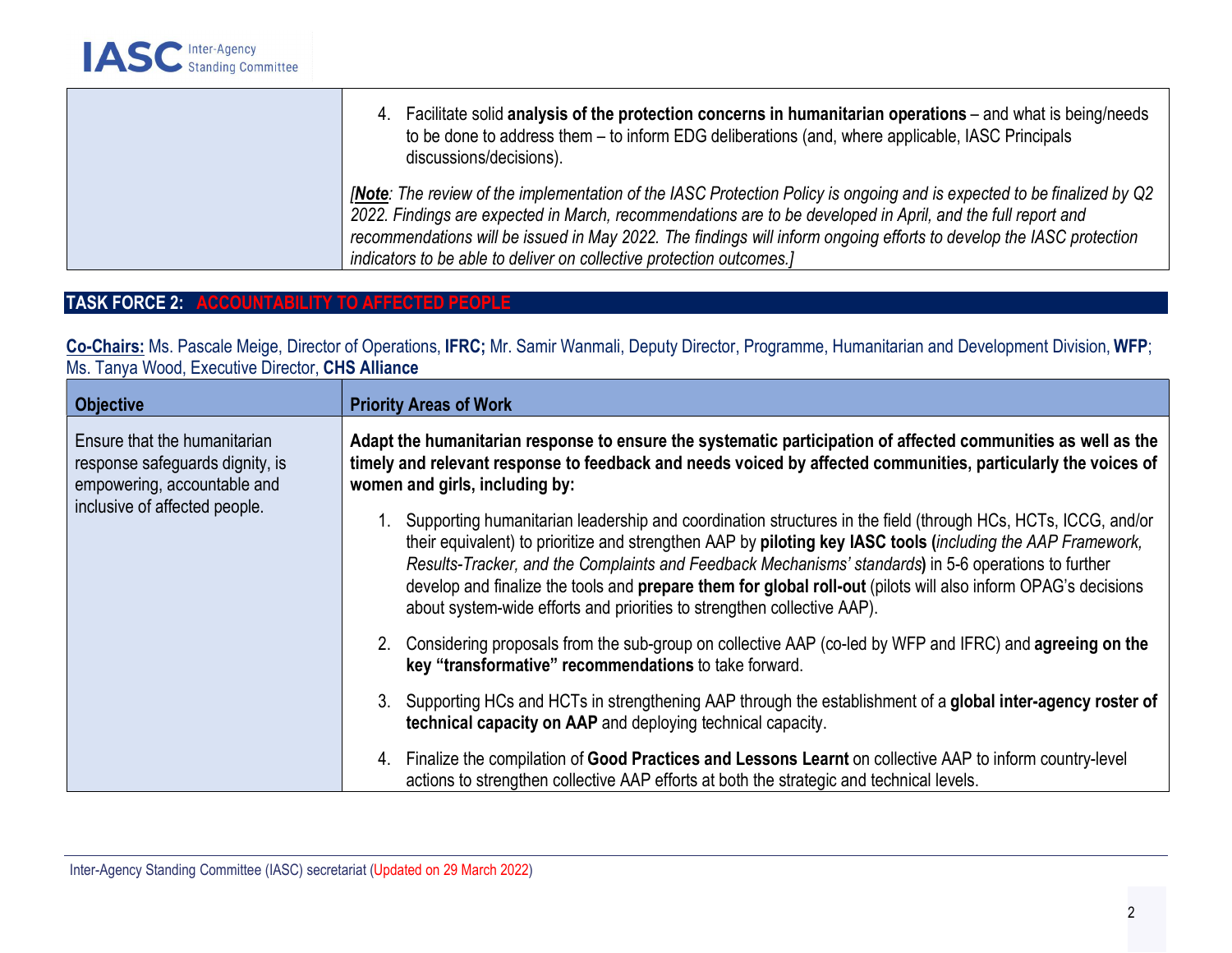| | |
|---|---|
| | 4. Facilitate solid **analysis of the protection concerns in humanitarian operations** – and what is being/needs to be done to address them – to inform EDG deliberations (and, where applicable, IASC Principals discussions/decisions).<br><br>*[**Note**: The review of the implementation of the IASC Protection Policy is ongoing and is expected to be finalized by Q2 2022. Findings are expected in March, recommendations are to be developed in April, and the full report and recommendations will be issued in May 2022. The findings will inform ongoing efforts to develop the IASC protection indicators to be able to deliver on collective protection outcomes.]* |

## TASK FORCE 2: ACCOUNTABILITY TO AFFECTED PEOPLE

**Co-Chairs:** Ms. Pascale Meige, Director of Operations, **IFRC;** Mr. Samir Wanmali, Deputy Director, Programme, Humanitarian and Development Division, **WFP**; Ms. Tanya Wood, Executive Director, **CHS Alliance**

| Objective | Priority Areas of Work |
|---|---|
| Ensure that the humanitarian response safeguards dignity, is empowering, accountable and inclusive of affected people. | **Adapt the humanitarian response to ensure the systematic participation of affected communities as well as the timely and relevant response to feedback and needs voiced by affected communities, particularly the voices of women and girls, including by:**<br><br>1. Supporting humanitarian leadership and coordination structures in the field (through HCs, HCTs, ICCG, and/or their equivalent) to prioritize and strengthen AAP by **piloting key IASC tools (***including the AAP Framework, Results-Tracker, and the Complaints and Feedback Mechanisms' standards***)** in 5-6 operations to further develop and finalize the tools and **prepare them for global roll-out** (pilots will also inform OPAG's decisions about system-wide efforts and priorities to strengthen collective AAP).<br><br>2. Considering proposals from the sub-group on collective AAP (co-led by WFP and IFRC) and **agreeing on the key "transformative" recommendations** to take forward.<br><br>3. Supporting HCs and HCTs in strengthening AAP through the establishment of a **global inter-agency roster of technical capacity on AAP** and deploying technical capacity.<br><br>4. Finalize the compilation of **Good Practices and Lessons Learnt** on collective AAP to inform country-level actions to strengthen collective AAP efforts at both the strategic and technical levels. |

Inter-Agency Standing Committee (IASC) secretariat (Updated on 29 March 2022)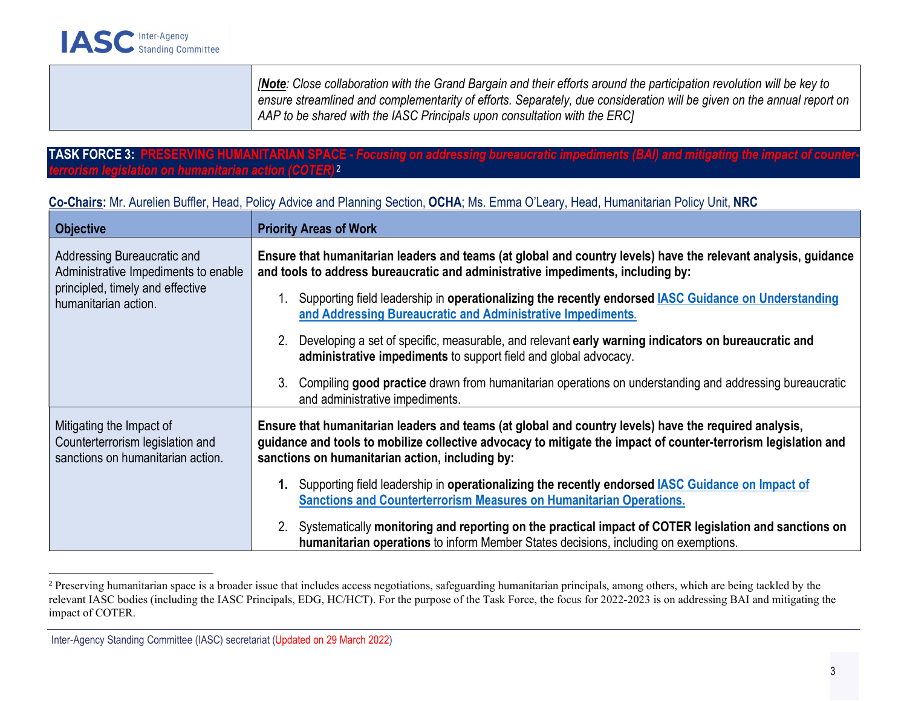| | |
|---|---|
| | *[**Note**: Close collaboration with the Grand Bargain and their efforts around the participation revolution will be key to ensure streamlined and complementarity of efforts. Separately, due consideration will be given on the annual report on AAP to be shared with the IASC Principals upon consultation with the ERC]* |

## TASK FORCE 3: PRESERVING HUMANITARIAN SPACE - *Focusing on addressing bureaucratic impediments (BAI) and mitigating the impact of counter-terrorism legislation on humanitarian action (COTER)*[2]

**Co-Chairs:** Mr. Aurelien Buffler, Head, Policy Advice and Planning Section, **OCHA**; Ms. Emma O'Leary, Head, Humanitarian Policy Unit, **NRC**

| Objective | Priority Areas of Work |
|---|---|
| Addressing Bureaucratic and Administrative Impediments to enable principled, timely and effective humanitarian action. | **Ensure that humanitarian leaders and teams (at global and country levels) have the relevant analysis, guidance and tools to address bureaucratic and administrative impediments, including by:**<br>1. Supporting field leadership in **operationalizing the recently endorsed IASC Guidance on Understanding and Addressing Bureaucratic and Administrative Impediments**.<br>2. Developing a set of specific, measurable, and relevant **early warning indicators on bureaucratic and administrative impediments** to support field and global advocacy.<br>3. Compiling **good practice** drawn from humanitarian operations on understanding and addressing bureaucratic and administrative impediments. |
| Mitigating the Impact of Counterterrorism legislation and sanctions on humanitarian action. | **Ensure that humanitarian leaders and teams (at global and country levels) have the required analysis, guidance and tools to mobilize collective advocacy to mitigate the impact of counter-terrorism legislation and sanctions on humanitarian action, including by:**<br>**1.** Supporting field leadership in **operationalizing the recently endorsed IASC Guidance on Impact of Sanctions and Counterterrorism Measures on Humanitarian Operations.**<br>2. Systematically **monitoring and reporting on the practical impact of COTER legislation and sanctions on humanitarian operations** to inform Member States decisions, including on exemptions. |

[2] Preserving humanitarian space is a broader issue that includes access negotiations, safeguarding humanitarian principals, among others, which are being tackled by the relevant IASC bodies (including the IASC Principals, EDG, HC/HCT). For the purpose of the Task Force, the focus for 2022-2023 is on addressing BAI and mitigating the impact of COTER.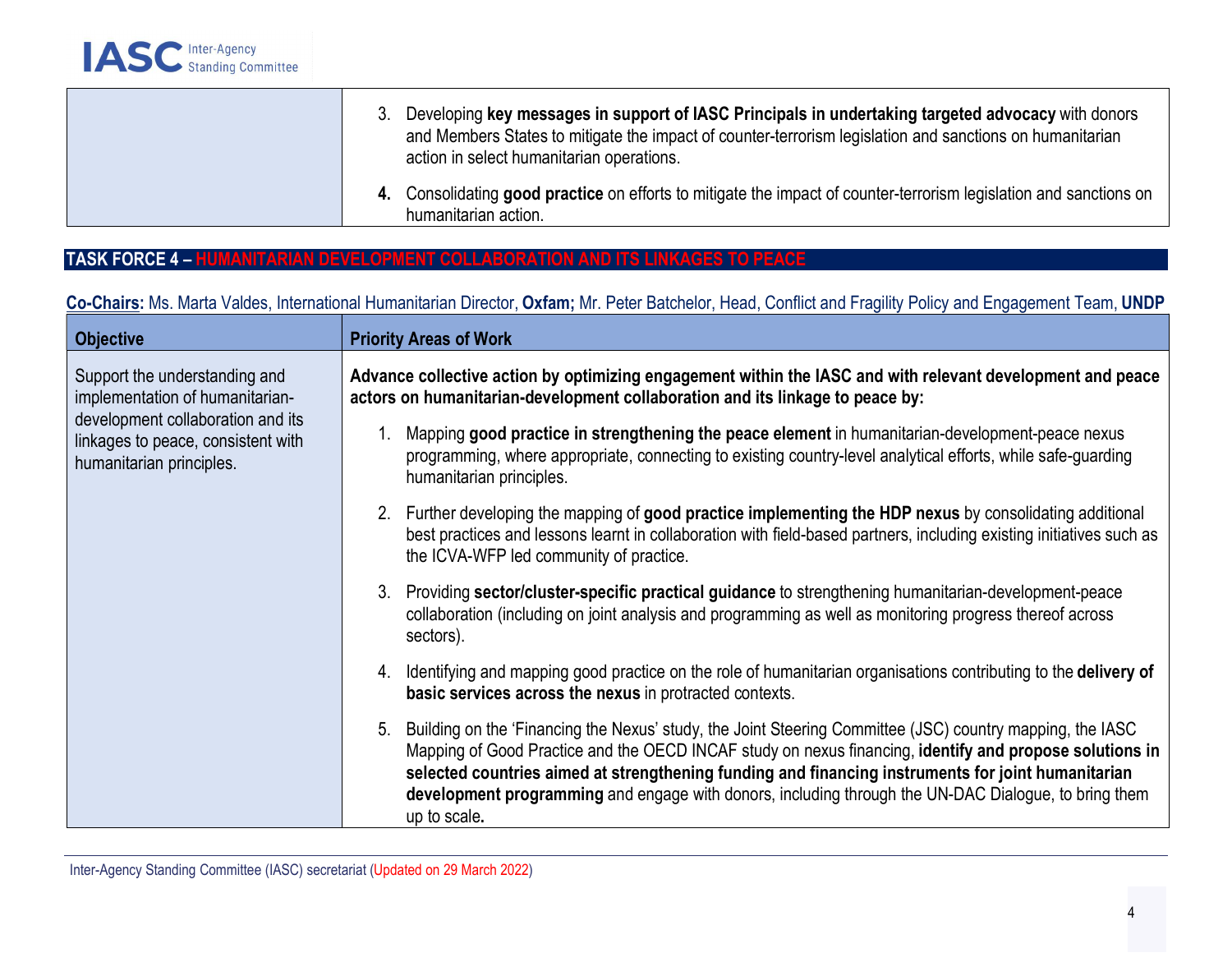| | |
|---|---|
| | 3. Developing **key messages in support of IASC Principals in undertaking targeted advocacy** with donors and Members States to mitigate the impact of counter-terrorism legislation and sanctions on humanitarian action in select humanitarian operations.<br><br>**4.** Consolidating **good practice** on efforts to mitigate the impact of counter-terrorism legislation and sanctions on humanitarian action. |

## TASK FORCE 4 – HUMANITARIAN DEVELOPMENT COLLABORATION AND ITS LINKAGES TO PEACE

**Co-Chairs:** Ms. Marta Valdes, International Humanitarian Director, **Oxfam;** Mr. Peter Batchelor, Head, Conflict and Fragility Policy and Engagement Team, **UNDP**

| Objective | Priority Areas of Work |
|---|---|
| Support the understanding and implementation of humanitarian-development collaboration and its linkages to peace, consistent with humanitarian principles. | **Advance collective action by optimizing engagement within the IASC and with relevant development and peace actors on humanitarian-development collaboration and its linkage to peace by:**<br><br>1. Mapping **good practice in strengthening the peace element** in humanitarian-development-peace nexus programming, where appropriate, connecting to existing country-level analytical efforts, while safe-guarding humanitarian principles.<br><br>2. Further developing the mapping of **good practice implementing the HDP nexus** by consolidating additional best practices and lessons learnt in collaboration with field-based partners, including existing initiatives such as the ICVA-WFP led community of practice.<br><br>3. Providing **sector/cluster-specific practical guidance** to strengthening humanitarian-development-peace collaboration (including on joint analysis and programming as well as monitoring progress thereof across sectors).<br><br>4. Identifying and mapping good practice on the role of humanitarian organisations contributing to the **delivery of basic services across the nexus** in protracted contexts.<br><br>5. Building on the 'Financing the Nexus' study, the Joint Steering Committee (JSC) country mapping, the IASC Mapping of Good Practice and the OECD INCAF study on nexus financing, **identify and propose solutions in selected countries aimed at strengthening funding and financing instruments for joint humanitarian development programming** and engage with donors, including through the UN-DAC Dialogue, to bring them up to scale**.** |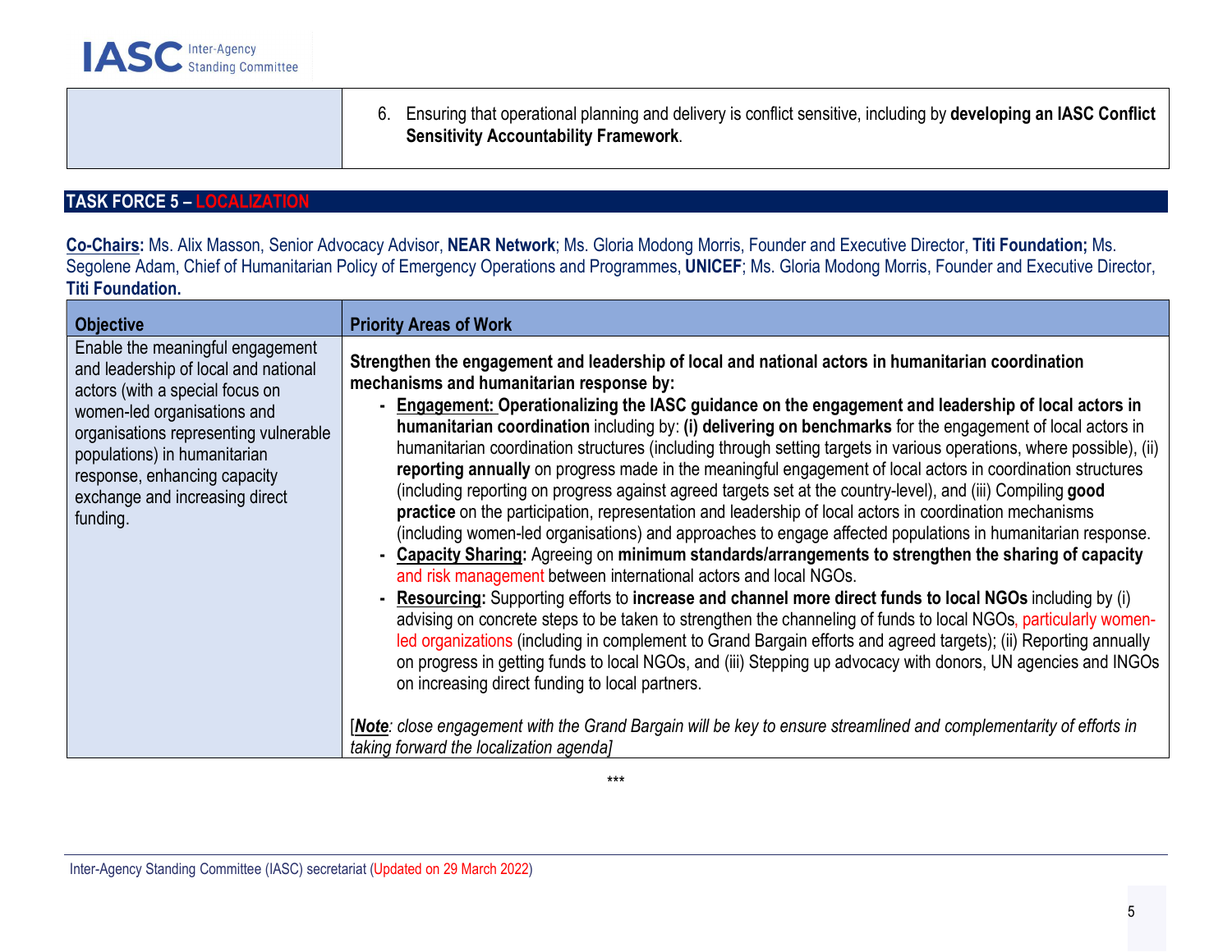| | |
|---|---|
| | 6. Ensuring that operational planning and delivery is conflict sensitive, including by **developing an IASC Conflict Sensitivity Accountability Framework**. |

## TASK FORCE 5 – LOCALIZATION

**Co-Chairs:** Ms. Alix Masson, Senior Advocacy Advisor, **NEAR Network**; Ms. Gloria Modong Morris, Founder and Executive Director, **Titi Foundation;** Ms. Segolene Adam, Chief of Humanitarian Policy of Emergency Operations and Programmes, **UNICEF**; Ms. Gloria Modong Morris, Founder and Executive Director, **Titi Foundation.**

| Objective | Priority Areas of Work |
|---|---|
| Enable the meaningful engagement and leadership of local and national actors (with a special focus on women-led organisations and organisations representing vulnerable populations) in humanitarian response, enhancing capacity exchange and increasing direct funding. | **Strengthen the engagement and leadership of local and national actors in humanitarian coordination mechanisms and humanitarian response by:**<br>- **Engagement: Operationalizing the IASC guidance on the engagement and leadership of local actors in humanitarian coordination** including by: **(i) delivering on benchmarks** for the engagement of local actors in humanitarian coordination structures (including through setting targets in various operations, where possible), (ii) **reporting annually** on progress made in the meaningful engagement of local actors in coordination structures (including reporting on progress against agreed targets set at the country-level), and (iii) Compiling **good practice** on the participation, representation and leadership of local actors in coordination mechanisms (including women-led organisations) and approaches to engage affected populations in humanitarian response.<br>- **Capacity Sharing:** Agreeing on **minimum standards/arrangements to strengthen the sharing of capacity** and risk management between international actors and local NGOs.<br>- **Resourcing:** Supporting efforts to **increase and channel more direct funds to local NGOs** including by (i) advising on concrete steps to be taken to strengthen the channeling of funds to local NGOs, particularly women-led organizations (including in complement to Grand Bargain efforts and agreed targets); (ii) Reporting annually on progress in getting funds to local NGOs, and (iii) Stepping up advocacy with donors, UN agencies and INGOs on increasing direct funding to local partners.<br><br>[***Note****: close engagement with the Grand Bargain will be key to ensure streamlined and complementarity of efforts in taking forward the localization agenda]* |

\*\*\*

Inter-Agency Standing Committee (IASC) secretariat (Updated on 29 March 2022)